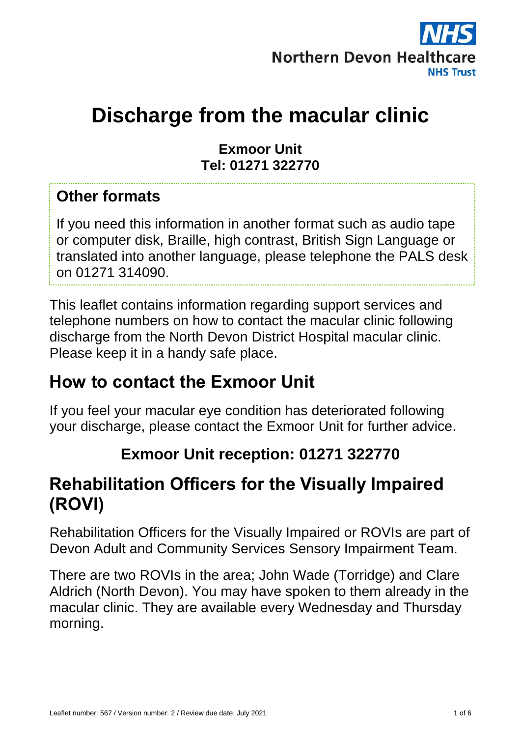Northern Devon Healthcare NHS Trust

# Discharge from the macular clinic

**Exmoor Unit**
**Tel: 01271 322770**

## Other formats

If you need this information in another format such as audio tape or computer disk, Braille, high contrast, British Sign Language or translated into another language, please telephone the PALS desk on 01271 314090.

This leaflet contains information regarding support services and telephone numbers on how to contact the macular clinic following discharge from the North Devon District Hospital macular clinic. Please keep it in a handy safe place.

## How to contact the Exmoor Unit

If you feel your macular eye condition has deteriorated following your discharge, please contact the Exmoor Unit for further advice.

**Exmoor Unit reception: 01271 322770**

## Rehabilitation Officers for the Visually Impaired (ROVI)

Rehabilitation Officers for the Visually Impaired or ROVIs are part of Devon Adult and Community Services Sensory Impairment Team.

There are two ROVIs in the area; John Wade (Torridge) and Clare Aldrich (North Devon). You may have spoken to them already in the macular clinic. They are available every Wednesday and Thursday morning.

Leaflet number: 567 / Version number: 2 / Review due date: July 2021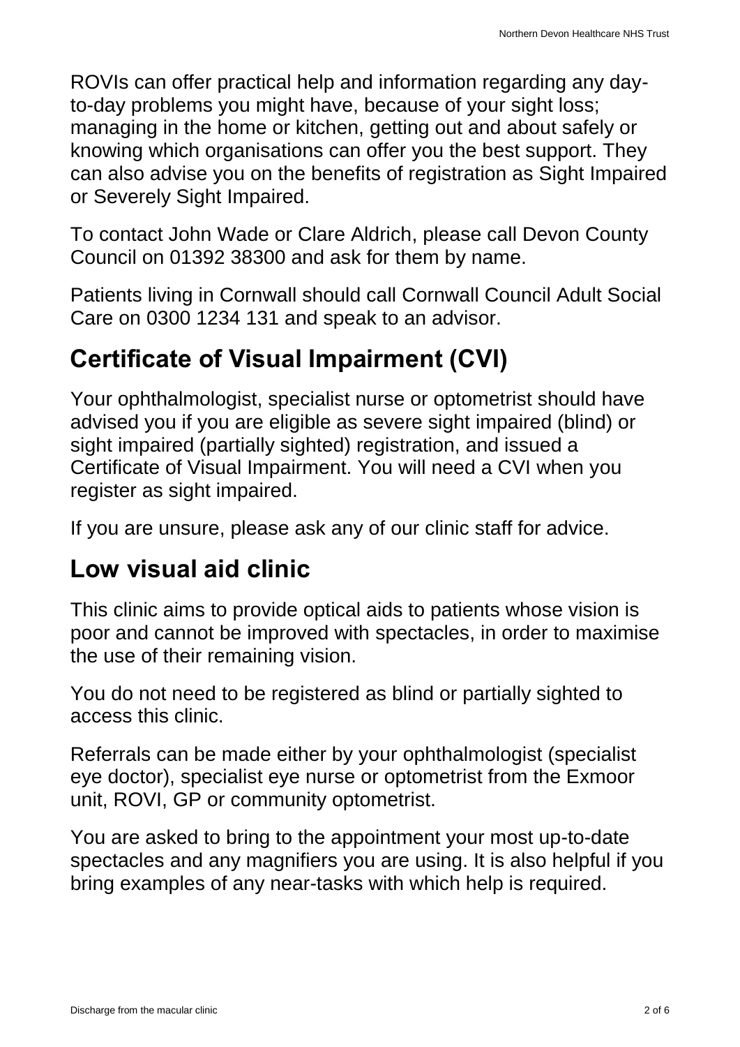ROVIs can offer practical help and information regarding any day-to-day problems you might have, because of your sight loss; managing in the home or kitchen, getting out and about safely or knowing which organisations can offer you the best support. They can also advise you on the benefits of registration as Sight Impaired or Severely Sight Impaired.

To contact John Wade or Clare Aldrich, please call Devon County Council on 01392 38300 and ask for them by name.

Patients living in Cornwall should call Cornwall Council Adult Social Care on 0300 1234 131 and speak to an advisor.

## Certificate of Visual Impairment (CVI)

Your ophthalmologist, specialist nurse or optometrist should have advised you if you are eligible as severe sight impaired (blind) or sight impaired (partially sighted) registration, and issued a Certificate of Visual Impairment. You will need a CVI when you register as sight impaired.

If you are unsure, please ask any of our clinic staff for advice.

## Low visual aid clinic

This clinic aims to provide optical aids to patients whose vision is poor and cannot be improved with spectacles, in order to maximise the use of their remaining vision.

You do not need to be registered as blind or partially sighted to access this clinic.

Referrals can be made either by your ophthalmologist (specialist eye doctor), specialist eye nurse or optometrist from the Exmoor unit, ROVI, GP or community optometrist.

You are asked to bring to the appointment your most up-to-date spectacles and any magnifiers you are using. It is also helpful if you bring examples of any near-tasks with which help is required.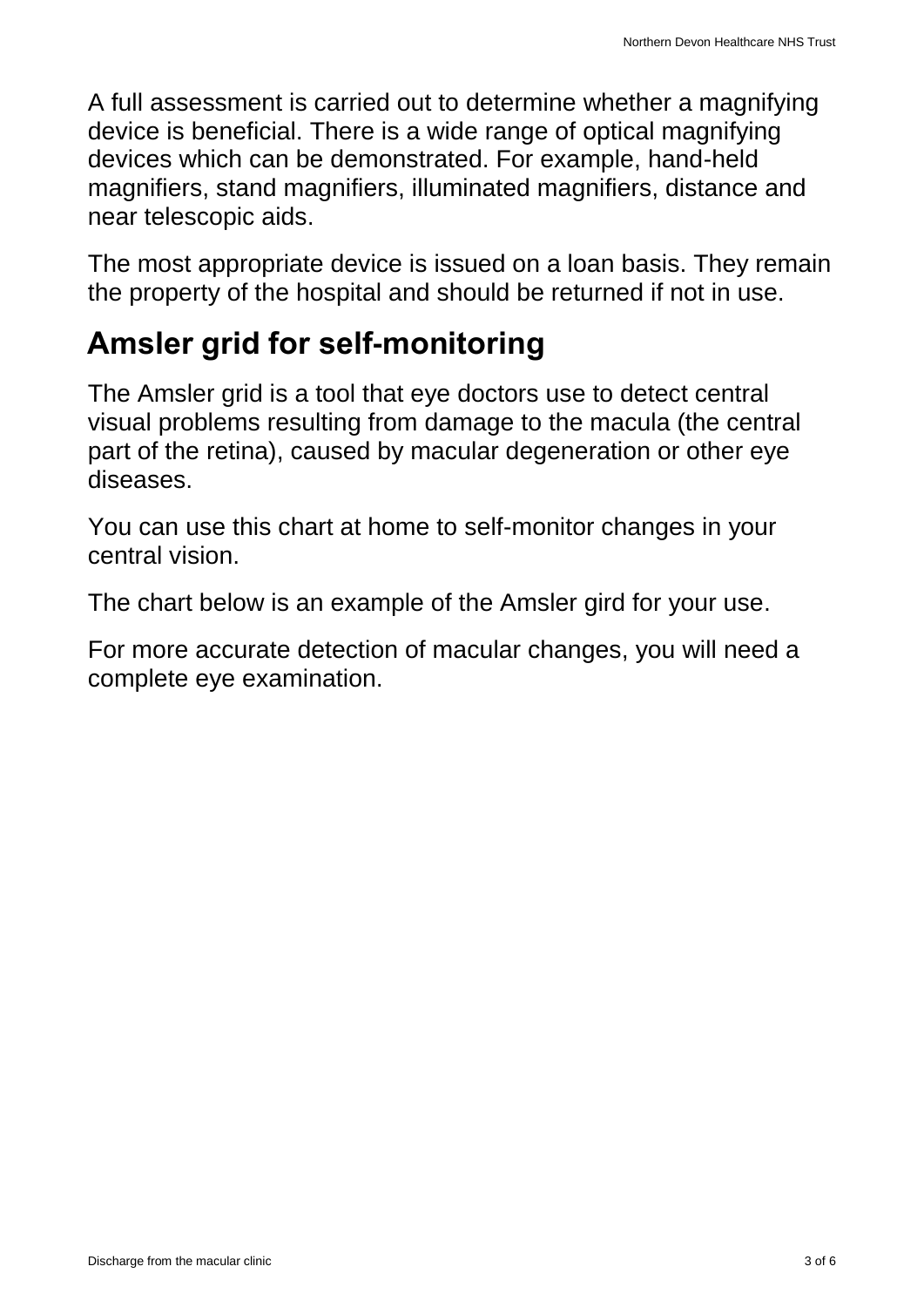A full assessment is carried out to determine whether a magnifying device is beneficial. There is a wide range of optical magnifying devices which can be demonstrated. For example, hand-held magnifiers, stand magnifiers, illuminated magnifiers, distance and near telescopic aids.

The most appropriate device is issued on a loan basis. They remain the property of the hospital and should be returned if not in use.

## Amsler grid for self-monitoring

The Amsler grid is a tool that eye doctors use to detect central visual problems resulting from damage to the macula (the central part of the retina), caused by macular degeneration or other eye diseases.

You can use this chart at home to self-monitor changes in your central vision.

The chart below is an example of the Amsler gird for your use.

For more accurate detection of macular changes, you will need a complete eye examination.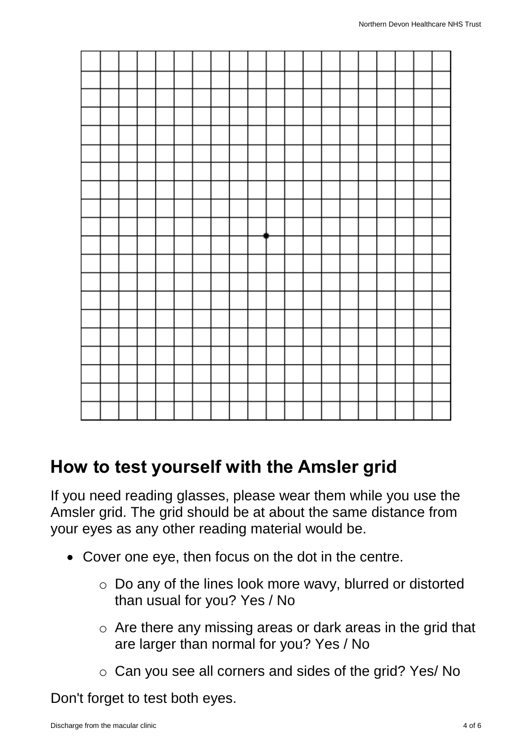## How to test yourself with the Amsler grid

If you need reading glasses, please wear them while you use the Amsler grid. The grid should be at about the same distance from your eyes as any other reading material would be.

- Cover one eye, then focus on the dot in the centre.
  - Do any of the lines look more wavy, blurred or distorted than usual for you? Yes / No
  - Are there any missing areas or dark areas in the grid that are larger than normal for you? Yes / No
  - Can you see all corners and sides of the grid? Yes/ No

Don't forget to test both eyes.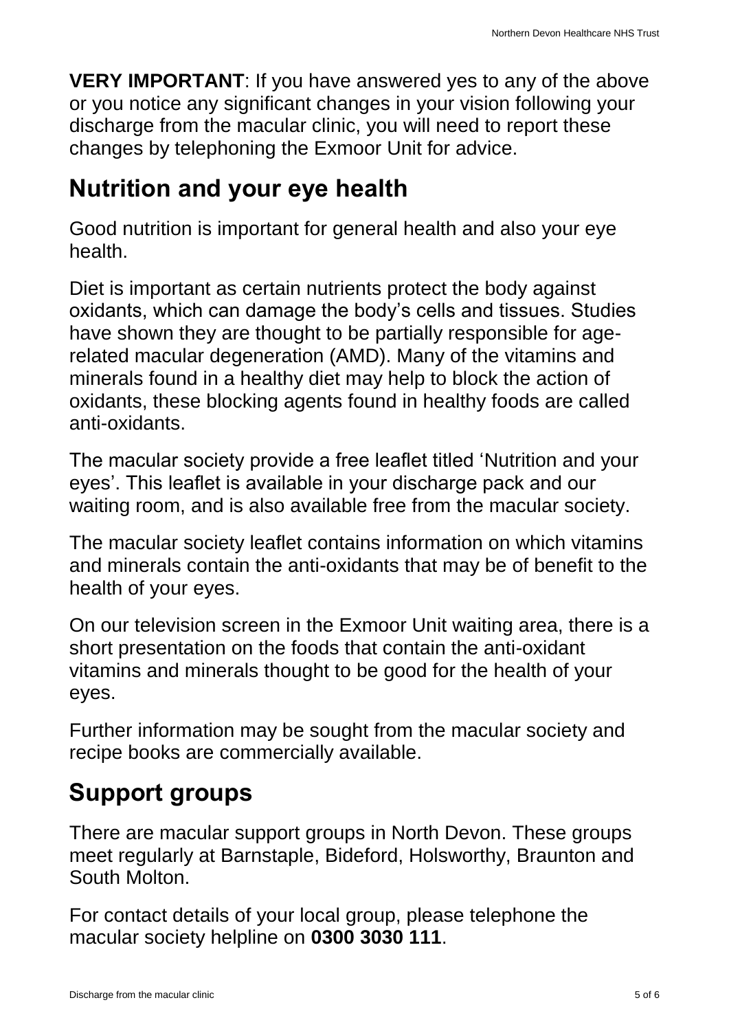**VERY IMPORTANT**: If you have answered yes to any of the above or you notice any significant changes in your vision following your discharge from the macular clinic, you will need to report these changes by telephoning the Exmoor Unit for advice.

## Nutrition and your eye health

Good nutrition is important for general health and also your eye health.

Diet is important as certain nutrients protect the body against oxidants, which can damage the body's cells and tissues. Studies have shown they are thought to be partially responsible for age-related macular degeneration (AMD). Many of the vitamins and minerals found in a healthy diet may help to block the action of oxidants, these blocking agents found in healthy foods are called anti-oxidants.

The macular society provide a free leaflet titled 'Nutrition and your eyes'. This leaflet is available in your discharge pack and our waiting room, and is also available free from the macular society.

The macular society leaflet contains information on which vitamins and minerals contain the anti-oxidants that may be of benefit to the health of your eyes.

On our television screen in the Exmoor Unit waiting area, there is a short presentation on the foods that contain the anti-oxidant vitamins and minerals thought to be good for the health of your eyes.

Further information may be sought from the macular society and recipe books are commercially available.

## Support groups

There are macular support groups in North Devon. These groups meet regularly at Barnstaple, Bideford, Holsworthy, Braunton and South Molton.

For contact details of your local group, please telephone the macular society helpline on **0300 3030 111**.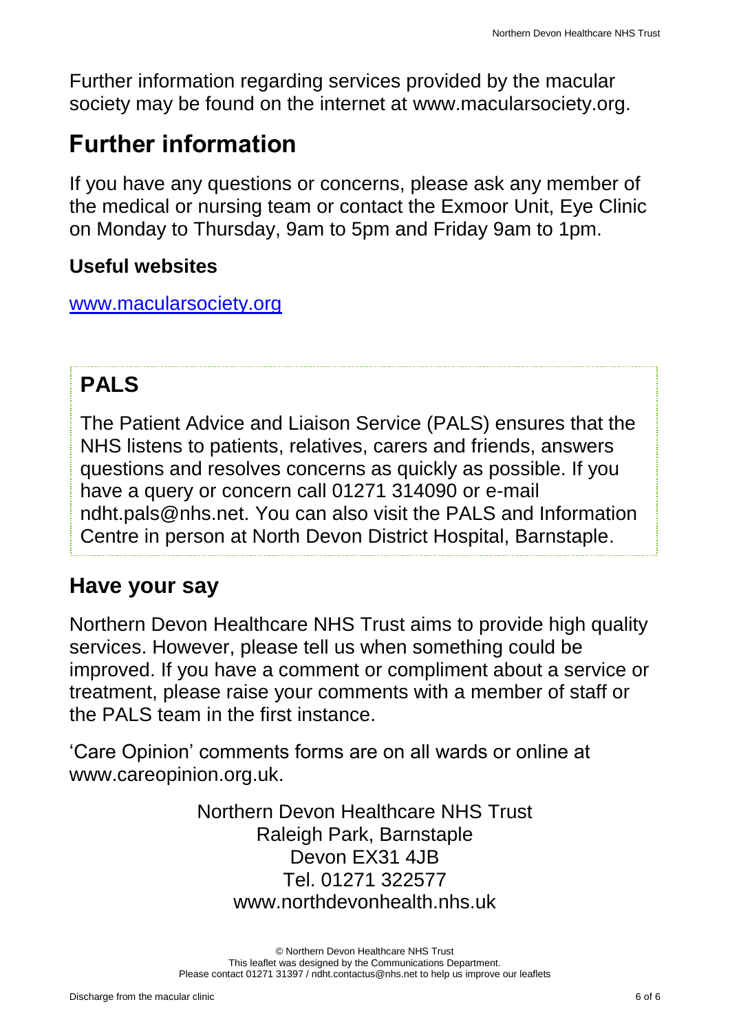Further information regarding services provided by the macular society may be found on the internet at www.macularsociety.org.

## Further information

If you have any questions or concerns, please ask any member of the medical or nursing team or contact the Exmoor Unit, Eye Clinic on Monday to Thursday, 9am to 5pm and Friday 9am to 1pm.

### Useful websites

www.macularsociety.org

## PALS

The Patient Advice and Liaison Service (PALS) ensures that the NHS listens to patients, relatives, carers and friends, answers questions and resolves concerns as quickly as possible. If you have a query or concern call 01271 314090 or e-mail ndht.pals@nhs.net. You can also visit the PALS and Information Centre in person at North Devon District Hospital, Barnstaple.

## Have your say

Northern Devon Healthcare NHS Trust aims to provide high quality services. However, please tell us when something could be improved. If you have a comment or compliment about a service or treatment, please raise your comments with a member of staff or the PALS team in the first instance.

'Care Opinion' comments forms are on all wards or online at www.careopinion.org.uk.

Northern Devon Healthcare NHS Trust
Raleigh Park, Barnstaple
Devon EX31 4JB
Tel. 01271 322577
www.northdevonhealth.nhs.uk

© Northern Devon Healthcare NHS Trust
This leaflet was designed by the Communications Department.
Please contact 01271 31397 / ndht.contactus@nhs.net to help us improve our leaflets